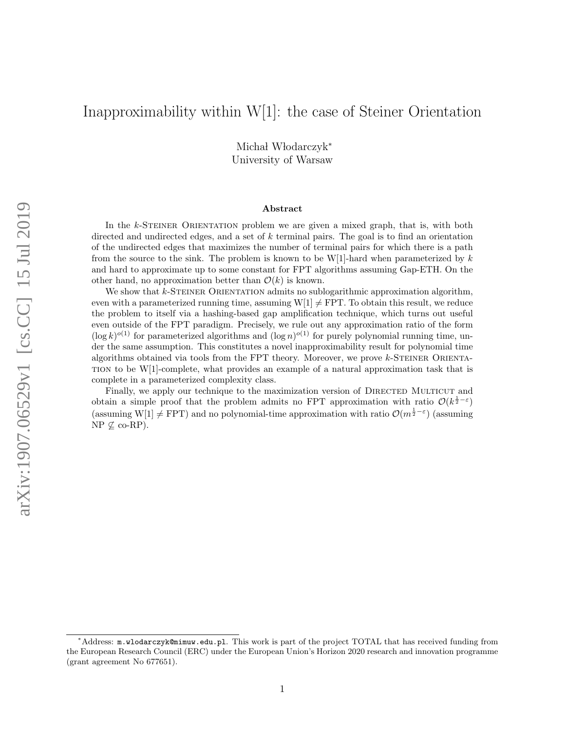# Inapproximability within W[1]: the case of Steiner Orientation

Michał Włodarczyk*
University of Warsaw

## Abstract

In the $k$-Steiner Orientation problem we are given a mixed graph, that is, with both directed and undirected edges, and a set of $k$ terminal pairs. The goal is to find an orientation of the undirected edges that maximizes the number of terminal pairs for which there is a path from the source to the sink. The problem is known to be W[1]-hard when parameterized by $k$ and hard to approximate up to some constant for FPT algorithms assuming Gap-ETH. On the other hand, no approximation better than $\mathcal{O}(k)$ is known.

We show that $k$-Steiner Orientation admits no sublogarithmic approximation algorithm, even with a parameterized running time, assuming W[1] $\neq$ FPT. To obtain this result, we reduce the problem to itself via a hashing-based gap amplification technique, which turns out useful even outside of the FPT paradigm. Precisely, we rule out any approximation ratio of the form $(\log k)^{o(1)}$ for parameterized algorithms and $(\log n)^{o(1)}$ for purely polynomial running time, under the same assumption. This constitutes a novel inapproximability result for polynomial time algorithms obtained via tools from the FPT theory. Moreover, we prove $k$-Steiner Orientation to be W[1]-complete, what provides an example of a natural approximation task that is complete in a parameterized complexity class.

Finally, we apply our technique to the maximization version of Directed Multicut and obtain a simple proof that the problem admits no FPT approximation with ratio $\mathcal{O}(k^{\frac{1}{2}-\varepsilon})$ (assuming W[1] $\neq$ FPT) and no polynomial-time approximation with ratio $\mathcal{O}(m^{\frac{1}{2}-\varepsilon})$ (assuming NP $\not\subseteq$ co-RP).

*Address: m.wlodarczyk@mimuw.edu.pl. This work is part of the project TOTAL that has received funding from the European Research Council (ERC) under the European Union's Horizon 2020 research and innovation programme (grant agreement No 677651).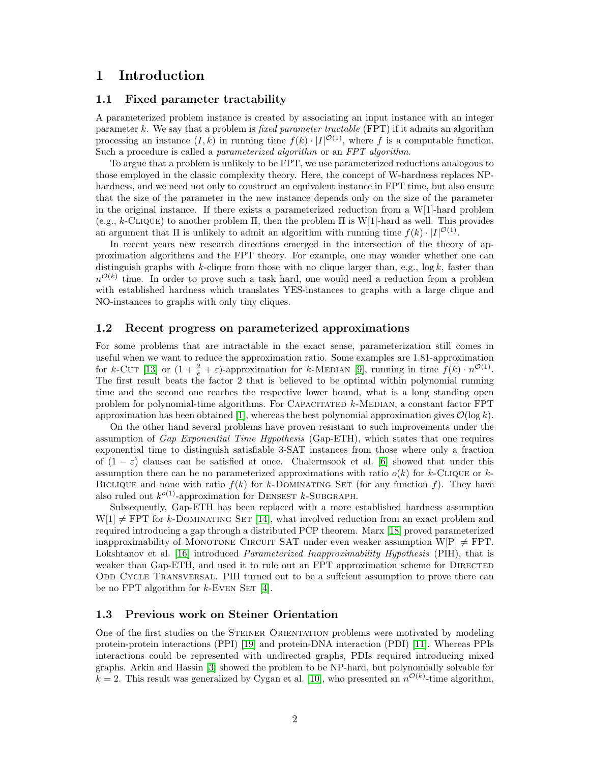# 1 Introduction

## 1.1 Fixed parameter tractability

A parameterized problem instance is created by associating an input instance with an integer parameter $k$. We say that a problem is *fixed parameter tractable* (FPT) if it admits an algorithm processing an instance $(I, k)$ in running time $f(k) \cdot |I|^{\mathcal{O}(1)}$, where $f$ is a computable function. Such a procedure is called a *parameterized algorithm* or an *FPT algorithm*.

To argue that a problem is unlikely to be FPT, we use parameterized reductions analogous to those employed in the classic complexity theory. Here, the concept of W-hardness replaces NP-hardness, and we need not only to construct an equivalent instance in FPT time, but also ensure that the size of the parameter in the new instance depends only on the size of the parameter in the original instance. If there exists a parameterized reduction from a W[1]-hard problem (e.g., $k$-Clique) to another problem $\Pi$, then the problem $\Pi$ is W[1]-hard as well. This provides an argument that $\Pi$ is unlikely to admit an algorithm with running time $f(k) \cdot |I|^{\mathcal{O}(1)}$.

In recent years new research directions emerged in the intersection of the theory of approximation algorithms and the FPT theory. For example, one may wonder whether one can distinguish graphs with $k$-clique from those with no clique larger than, e.g., $\log k$, faster than $n^{\mathcal{O}(k)}$ time. In order to prove such a task hard, one would need a reduction from a problem with established hardness which translates YES-instances to graphs with a large clique and NO-instances to graphs with only tiny cliques.

## 1.2 Recent progress on parameterized approximations

For some problems that are intractable in the exact sense, parameterization still comes in useful when we want to reduce the approximation ratio. Some examples are 1.81-approximation for $k$-Cut [13] or $(1 + \frac{2}{e} + \varepsilon)$-approximation for $k$-Median [9], running in time $f(k) \cdot n^{\mathcal{O}(1)}$. The first result beats the factor 2 that is believed to be optimal within polynomial running time and the second one reaches the respective lower bound, what is a long standing open problem for polynomial-time algorithms. For Capacitated $k$-Median, a constant factor FPT approximation has been obtained [1], whereas the best polynomial approximation gives $\mathcal{O}(\log k)$.

On the other hand several problems have proven resistant to such improvements under the assumption of *Gap Exponential Time Hypothesis* (Gap-ETH), which states that one requires exponential time to distinguish satisfiable 3-SAT instances from those where only a fraction of $(1 - \varepsilon)$ clauses can be satisfied at once. Chalermsook et al. [6] showed that under this assumption there can be no parameterized approximations with ratio $o(k)$ for $k$-Clique or $k$-Biclique and none with ratio $f(k)$ for $k$-Dominating Set (for any function $f$). They have also ruled out $k^{o(1)}$-approximation for Densest $k$-Subgraph.

Subsequently, Gap-ETH has been replaced with a more established hardness assumption $\mathrm{W}[1] \neq \mathrm{FPT}$ for $k$-Dominating Set [14], what involved reduction from an exact problem and required introducing a gap through a distributed PCP theorem. Marx [18] proved parameterized inapproximability of Monotone Circuit SAT under even weaker assumption $\mathrm{W}[\mathrm{P}] \neq \mathrm{FPT}$. Lokshtanov et al. [16] introduced *Parameterized Inapproximability Hypothesis* (PIH), that is weaker than Gap-ETH, and used it to rule out an FPT approximation scheme for Directed Odd Cycle Transversal. PIH turned out to be a suffcient assumption to prove there can be no FPT algorithm for $k$-Even Set [4].

## 1.3 Previous work on Steiner Orientation

One of the first studies on the Steiner Orientation problems were motivated by modeling protein-protein interactions (PPI) [19] and protein-DNA interaction (PDI) [11]. Whereas PPIs interactions could be represented with undirected graphs, PDIs required introducing mixed graphs. Arkin and Hassin [3] showed the problem to be NP-hard, but polynomially solvable for $k = 2$. This result was generalized by Cygan et al. [10], who presented an $n^{\mathcal{O}(k)}$-time algorithm,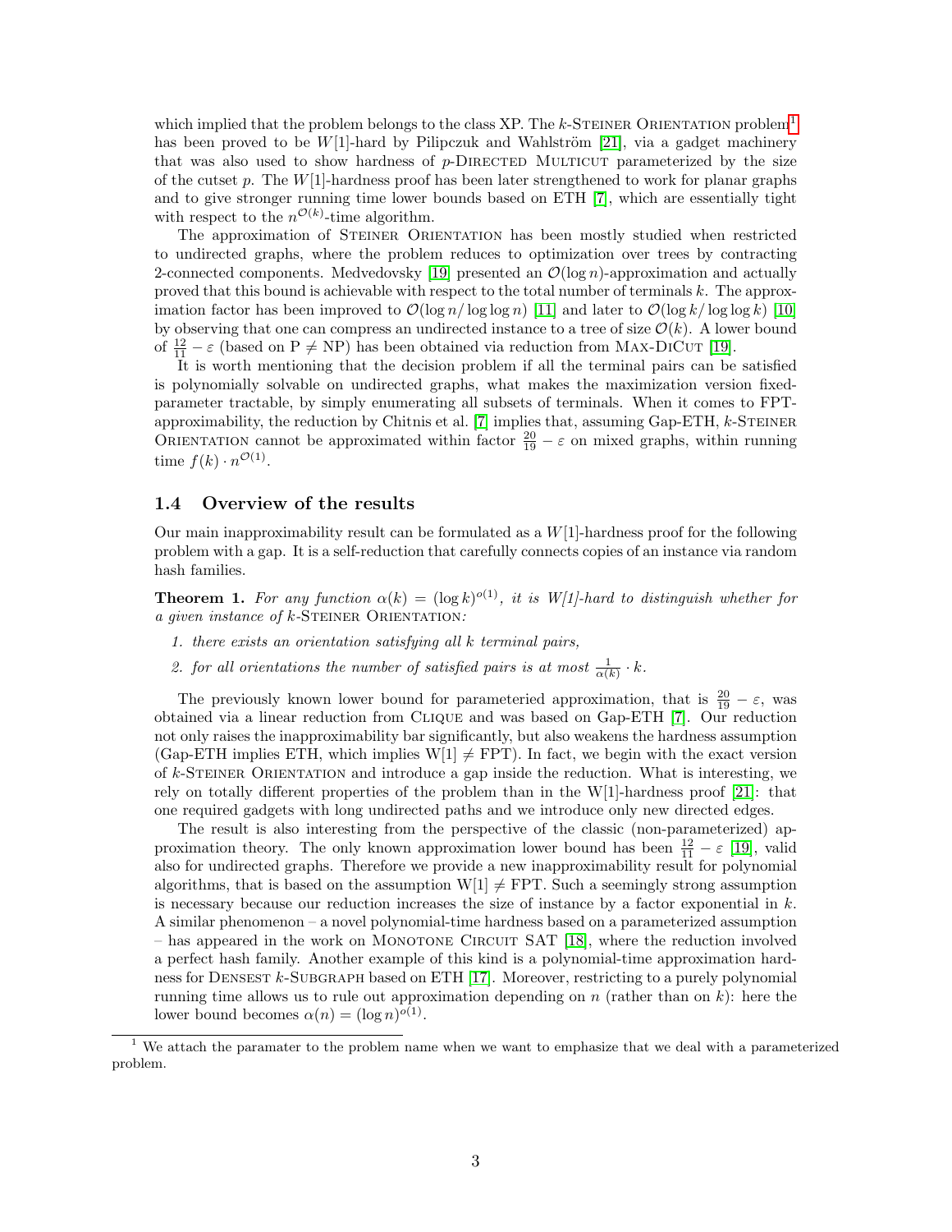which implied that the problem belongs to the class XP. The $k$-Steiner Orientation problem[1] has been proved to be $W[1]$-hard by Pilipczuk and Wahlström [21], via a gadget machinery that was also used to show hardness of $p$-Directed Multicut parameterized by the size of the cutset $p$. The $W[1]$-hardness proof has been later strengthened to work for planar graphs and to give stronger running time lower bounds based on ETH [7], which are essentially tight with respect to the $n^{\mathcal{O}(k)}$-time algorithm.

The approximation of Steiner Orientation has been mostly studied when restricted to undirected graphs, where the problem reduces to optimization over trees by contracting 2-connected components. Medvedovsky [19] presented an $\mathcal{O}(\log n)$-approximation and actually proved that this bound is achievable with respect to the total number of terminals $k$. The approximation factor has been improved to $\mathcal{O}(\log n / \log \log n)$ [11] and later to $\mathcal{O}(\log k / \log \log k)$ [10] by observing that one can compress an undirected instance to a tree of size $\mathcal{O}(k)$. A lower bound of $\frac{12}{11} - \varepsilon$ (based on P $\neq$ NP) has been obtained via reduction from Max-DiCut [19].

It is worth mentioning that the decision problem if all the terminal pairs can be satisfied is polynomially solvable on undirected graphs, what makes the maximization version fixed-parameter tractable, by simply enumerating all subsets of terminals. When it comes to FPT-approximability, the reduction by Chitnis et al. [7] implies that, assuming Gap-ETH, $k$-Steiner Orientation cannot be approximated within factor $\frac{20}{19} - \varepsilon$ on mixed graphs, within running time $f(k) \cdot n^{\mathcal{O}(1)}$.

## 1.4 Overview of the results

Our main inapproximability result can be formulated as a $W[1]$-hardness proof for the following problem with a gap. It is a self-reduction that carefully connects copies of an instance via random hash families.

**Theorem 1.** *For any function $\alpha(k) = (\log k)^{o(1)}$, it is W[1]-hard to distinguish whether for a given instance of $k$-Steiner Orientation:*

1. *there exists an orientation satisfying all $k$ terminal pairs,*
2. *for all orientations the number of satisfied pairs is at most $\frac{1}{\alpha(k)} \cdot k$.*

The previously known lower bound for parameteried approximation, that is $\frac{20}{19} - \varepsilon$, was obtained via a linear reduction from Clique and was based on Gap-ETH [7]. Our reduction not only raises the inapproximability bar significantly, but also weakens the hardness assumption (Gap-ETH implies ETH, which implies W[1] $\neq$ FPT). In fact, we begin with the exact version of $k$-Steiner Orientation and introduce a gap inside the reduction. What is interesting, we rely on totally different properties of the problem than in the W[1]-hardness proof [21]: that one required gadgets with long undirected paths and we introduce only new directed edges.

The result is also interesting from the perspective of the classic (non-parameterized) approximation theory. The only known approximation lower bound has been $\frac{12}{11} - \varepsilon$ [19], valid also for undirected graphs. Therefore we provide a new inapproximability result for polynomial algorithms, that is based on the assumption W[1] $\neq$ FPT. Such a seemingly strong assumption is necessary because our reduction increases the size of instance by a factor exponential in $k$. A similar phenomenon – a novel polynomial-time hardness based on a parameterized assumption – has appeared in the work on Monotone Circuit SAT [18], where the reduction involved a perfect hash family. Another example of this kind is a polynomial-time approximation hardness for Densest $k$-Subgraph based on ETH [17]. Moreover, restricting to a purely polynomial running time allows us to rule out approximation depending on $n$ (rather than on $k$): here the lower bound becomes $\alpha(n) = (\log n)^{o(1)}$.

[1] We attach the paramater to the problem name when we want to emphasize that we deal with a parameterized problem.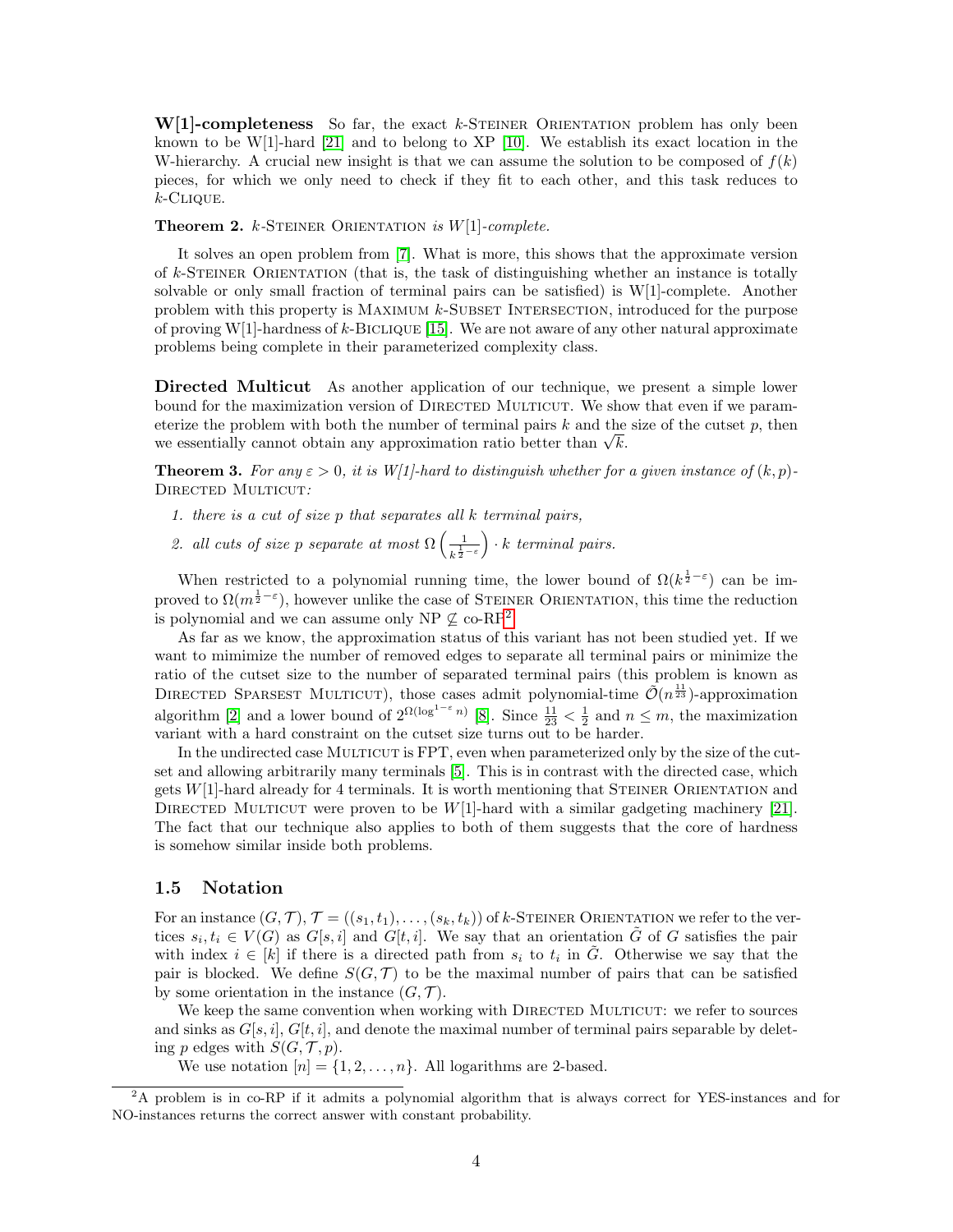**W[1]-completeness** So far, the exact $k$-Steiner Orientation problem has only been known to be W[1]-hard [21] and to belong to XP [10]. We establish its exact location in the W-hierarchy. A crucial new insight is that we can assume the solution to be composed of $f(k)$ pieces, for which we only need to check if they fit to each other, and this task reduces to $k$-Clique.

**Theorem 2.** *$k$-Steiner Orientation is $W[1]$-complete.*

It solves an open problem from [7]. What is more, this shows that the approximate version of $k$-Steiner Orientation (that is, the task of distinguishing whether an instance is totally solvable or only small fraction of terminal pairs can be satisfied) is W[1]-complete. Another problem with this property is Maximum $k$-Subset Intersection, introduced for the purpose of proving W[1]-hardness of $k$-Biclique [15]. We are not aware of any other natural approximate problems being complete in their parameterized complexity class.

**Directed Multicut** As another application of our technique, we present a simple lower bound for the maximization version of Directed Multicut. We show that even if we parameterize the problem with both the number of terminal pairs $k$ and the size of the cutset $p$, then we essentially cannot obtain any approximation ratio better than $\sqrt{k}$.

**Theorem 3.** *For any $\varepsilon > 0$, it is W[1]-hard to distinguish whether for a given instance of $(k,p)$-Directed Multicut:*

1. *there is a cut of size $p$ that separates all $k$ terminal pairs,*
2. *all cuts of size $p$ separate at most $\Omega\left(\frac{1}{k^{\frac{1}{2}-\varepsilon}}\right) \cdot k$ terminal pairs.*

When restricted to a polynomial running time, the lower bound of $\Omega(k^{\frac{1}{2}-\varepsilon})$ can be improved to $\Omega(m^{\frac{1}{2}-\varepsilon})$, however unlike the case of Steiner Orientation, this time the reduction is polynomial and we can assume only NP $\not\subseteq$ co-RP[2].

As far as we know, the approximation status of this variant has not been studied yet. If we want to mimimize the number of removed edges to separate all terminal pairs or minimize the ratio of the cutset size to the number of separated terminal pairs (this problem is known as Directed Sparsest Multicut), those cases admit polynomial-time $\tilde{\mathcal{O}}(n^{\frac{11}{23}})$-approximation algorithm [2] and a lower bound of $2^{\Omega(\log^{1-\varepsilon} n)}$ [8]. Since $\frac{11}{23} < \frac{1}{2}$ and $n \le m$, the maximization variant with a hard constraint on the cutset size turns out to be harder.

In the undirected case Multicut is FPT, even when parameterized only by the size of the cutset and allowing arbitrarily many terminals [5]. This is in contrast with the directed case, which gets $W[1]$-hard already for 4 terminals. It is worth mentioning that Steiner Orientation and Directed Multicut were proven to be $W[1]$-hard with a similar gadgeting machinery [21]. The fact that our technique also applies to both of them suggests that the core of hardness is somehow similar inside both problems.

## 1.5 Notation

For an instance $(G, \mathcal{T}), \mathcal{T} = ((s_1,t_1), \ldots, (s_k,t_k))$ of $k$-Steiner Orientation we refer to the vertices $s_i, t_i \in V(G)$ as $G[s,i]$ and $G[t,i]$. We say that an orientation $\tilde{G}$ of $G$ satisfies the pair with index $i \in [k]$ if there is a directed path from $s_i$ to $t_i$ in $\tilde{G}$. Otherwise we say that the pair is blocked. We define $S(G, \mathcal{T})$ to be the maximal number of pairs that can be satisfied by some orientation in the instance $(G, \mathcal{T})$.

We keep the same convention when working with Directed Multicut: we refer to sources and sinks as $G[s,i]$, $G[t,i]$, and denote the maximal number of terminal pairs separable by deleting $p$ edges with $S(G, \mathcal{T}, p)$.

We use notation $[n] = \{1, 2, \ldots, n\}$. All logarithms are 2-based.

---

[2] A problem is in co-RP if it admits a polynomial algorithm that is always correct for YES-instances and for NO-instances returns the correct answer with constant probability.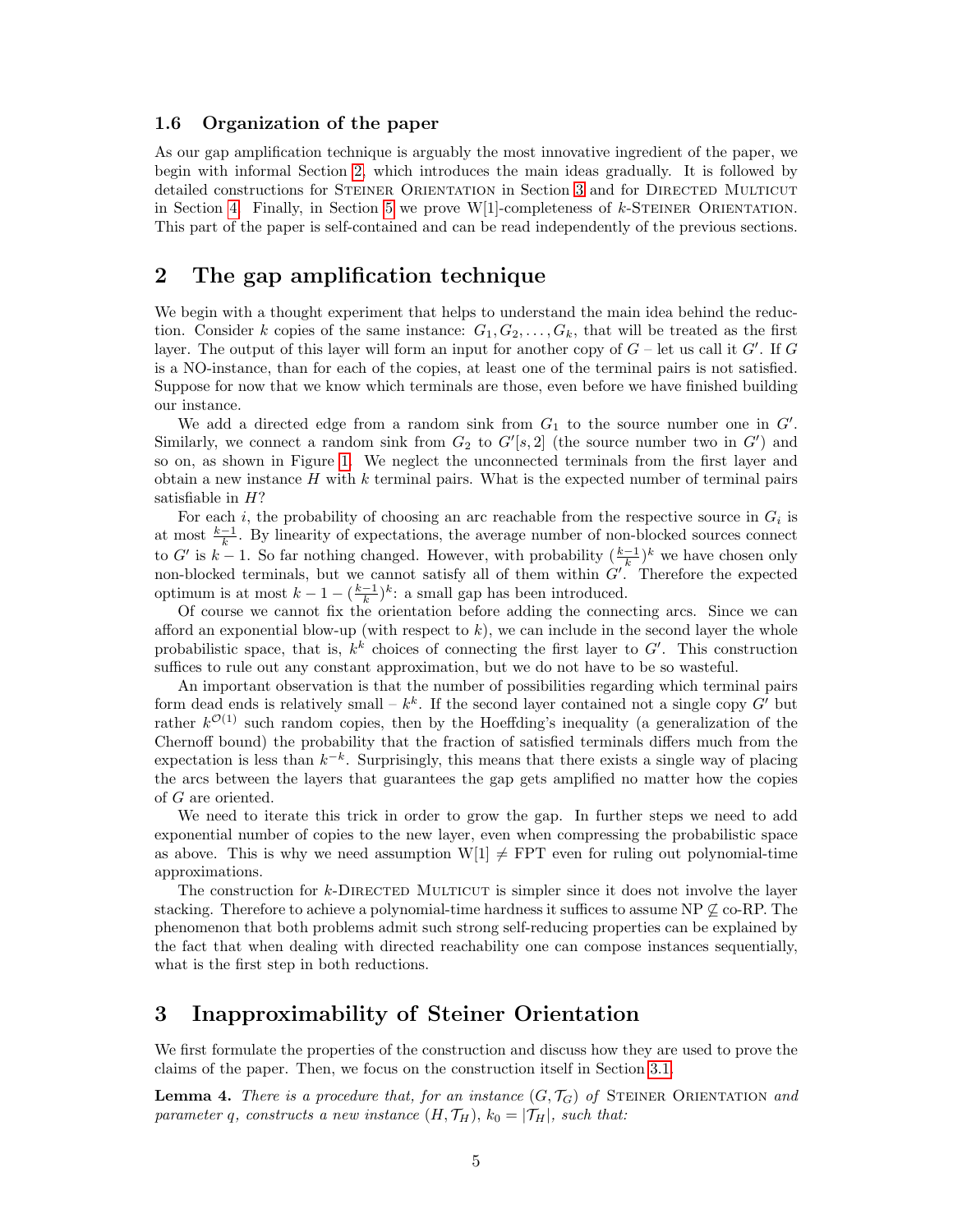### 1.6 Organization of the paper

As our gap amplification technique is arguably the most innovative ingredient of the paper, we begin with informal Section 2, which introduces the main ideas gradually. It is followed by detailed constructions for Steiner Orientation in Section 3 and for Directed Multicut in Section 4. Finally, in Section 5 we prove W[1]-completeness of $k$-Steiner Orientation. This part of the paper is self-contained and can be read independently of the previous sections.

## 2 The gap amplification technique

We begin with a thought experiment that helps to understand the main idea behind the reduction. Consider $k$ copies of the same instance: $G_1, G_2, \ldots, G_k$, that will be treated as the first layer. The output of this layer will form an input for another copy of $G$ – let us call it $G'$. If $G$ is a NO-instance, than for each of the copies, at least one of the terminal pairs is not satisfied. Suppose for now that we know which terminals are those, even before we have finished building our instance.

We add a directed edge from a random sink from $G_1$ to the source number one in $G'$. Similarly, we connect a random sink from $G_2$ to $G'[s, 2]$ (the source number two in $G'$) and so on, as shown in Figure 1. We neglect the unconnected terminals from the first layer and obtain a new instance $H$ with $k$ terminal pairs. What is the expected number of terminal pairs satisfiable in $H$?

For each $i$, the probability of choosing an arc reachable from the respective source in $G_i$ is at most $\frac{k-1}{k}$. By linearity of expectations, the average number of non-blocked sources connect to $G'$ is $k-1$. So far nothing changed. However, with probability $(\frac{k-1}{k})^k$ we have chosen only non-blocked terminals, but we cannot satisfy all of them within $G'$. Therefore the expected optimum is at most $k - 1 - (\frac{k-1}{k})^k$: a small gap has been introduced.

Of course we cannot fix the orientation before adding the connecting arcs. Since we can afford an exponential blow-up (with respect to $k$), we can include in the second layer the whole probabilistic space, that is, $k^k$ choices of connecting the first layer to $G'$. This construction suffices to rule out any constant approximation, but we do not have to be so wasteful.

An important observation is that the number of possibilities regarding which terminal pairs form dead ends is relatively small – $k^k$. If the second layer contained not a single copy $G'$ but rather $k^{\mathcal{O}(1)}$ such random copies, then by the Hoeffding's inequality (a generalization of the Chernoff bound) the probability that the fraction of satisfied terminals differs much from the expectation is less than $k^{-k}$. Surprisingly, this means that there exists a single way of placing the arcs between the layers that guarantees the gap gets amplified no matter how the copies of $G$ are oriented.

We need to iterate this trick in order to grow the gap. In further steps we need to add exponential number of copies to the new layer, even when compressing the probabilistic space as above. This is why we need assumption W[1] $\neq$ FPT even for ruling out polynomial-time approximations.

The construction for $k$-Directed Multicut is simpler since it does not involve the layer stacking. Therefore to achieve a polynomial-time hardness it suffices to assume NP $\not\subseteq$ co-RP. The phenomenon that both problems admit such strong self-reducing properties can be explained by the fact that when dealing with directed reachability one can compose instances sequentially, what is the first step in both reductions.

## 3 Inapproximability of Steiner Orientation

We first formulate the properties of the construction and discuss how they are used to prove the claims of the paper. Then, we focus on the construction itself in Section 3.1.

**Lemma 4.** *There is a procedure that, for an instance $(G, \mathcal{T}_G)$ of* Steiner Orientation *and parameter $q$, constructs a new instance $(H, \mathcal{T}_H)$, $k_0 = |\mathcal{T}_H|$, such that:*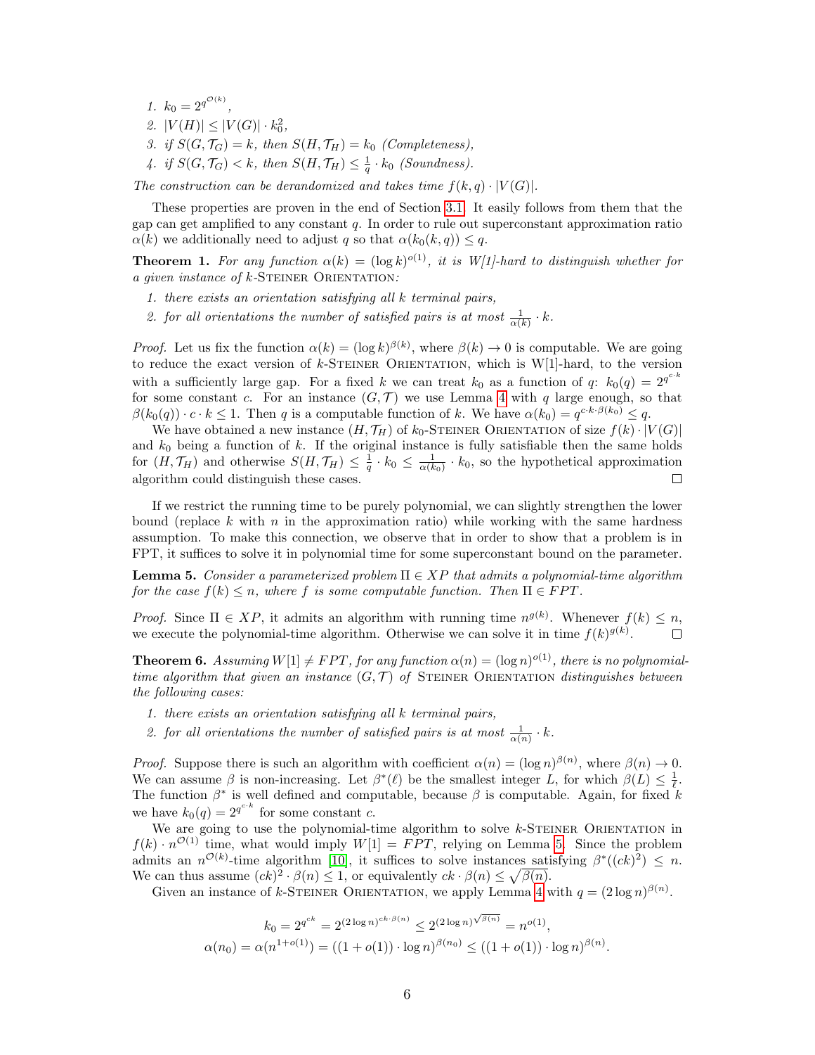1. $k_0 = 2^{q^{\mathcal{O}(k)}}$,
2. $|V(H)| \le |V(G)| \cdot k_0^2$,
3. *if* $S(G, \mathcal{T}_G) = k$, *then* $S(H, \mathcal{T}_H) = k_0$ *(Completeness),*
4. *if* $S(G, \mathcal{T}_G) < k$, *then* $S(H, \mathcal{T}_H) \le \frac{1}{q} \cdot k_0$ *(Soundness).*

*The construction can be derandomized and takes time* $f(k, q) \cdot |V(G)|$.

These properties are proven in the end of Section 3.1. It easily follows from them that the gap can get amplified to any constant $q$. In order to rule out superconstant approximation ratio $\alpha(k)$ we additionally need to adjust $q$ so that $\alpha(k_0(k, q)) \le q$.

**Theorem 1.** *For any function* $\alpha(k) = (\log k)^{o(1)}$, *it is W[1]-hard to distinguish whether for a given instance of k*-Steiner Orientation*:*

1. *there exists an orientation satisfying all k terminal pairs,*
2. *for all orientations the number of satisfied pairs is at most* $\frac{1}{\alpha(k)} \cdot k$.

*Proof.* Let us fix the function $\alpha(k) = (\log k)^{\beta(k)}$, where $\beta(k) \to 0$ is computable. We are going to reduce the exact version of $k$-Steiner Orientation, which is W[1]-hard, to the version with a sufficiently large gap. For a fixed $k$ we can treat $k_0$ as a function of $q$: $k_0(q) = 2^{q^{c \cdot k}}$ for some constant $c$. For an instance $(G, \mathcal{T})$ we use Lemma 4 with $q$ large enough, so that $\beta(k_0(q)) \cdot c \cdot k \le 1$. Then $q$ is a computable function of $k$. We have $\alpha(k_0) = q^{c \cdot k \cdot \beta(k_0)} \le q$.

We have obtained a new instance $(H, \mathcal{T}_H)$ of $k_0$-Steiner Orientation of size $f(k) \cdot |V(G)|$ and $k_0$ being a function of $k$. If the original instance is fully satisfiable then the same holds for $(H, \mathcal{T}_H)$ and otherwise $S(H, \mathcal{T}_H) \le \frac{1}{q} \cdot k_0 \le \frac{1}{\alpha(k_0)} \cdot k_0$, so the hypothetical approximation algorithm could distinguish these cases. ◻

If we restrict the running time to be purely polynomial, we can slightly strengthen the lower bound (replace $k$ with $n$ in the approximation ratio) while working with the same hardness assumption. To make this connection, we observe that in order to show that a problem is in FPT, it suffices to solve it in polynomial time for some superconstant bound on the parameter.

**Lemma 5.** *Consider a parameterized problem* $\Pi \in XP$ *that admits a polynomial-time algorithm for the case* $f(k) \le n$, *where f is some computable function. Then* $\Pi \in FPT$.

*Proof.* Since $\Pi \in XP$, it admits an algorithm with running time $n^{g(k)}$. Whenever $f(k) \le n$, we execute the polynomial-time algorithm. Otherwise we can solve it in time $f(k)^{g(k)}$. ◻

**Theorem 6.** *Assuming* $W[1] \ne FPT$, *for any function* $\alpha(n) = (\log n)^{o(1)}$, *there is no polynomial-time algorithm that given an instance* $(G, \mathcal{T})$ *of* Steiner Orientation *distinguishes between the following cases:*

1. *there exists an orientation satisfying all k terminal pairs,*
2. *for all orientations the number of satisfied pairs is at most* $\frac{1}{\alpha(n)} \cdot k$.

*Proof.* Suppose there is such an algorithm with coefficient $\alpha(n) = (\log n)^{\beta(n)}$, where $\beta(n) \to 0$. We can assume $\beta$ is non-increasing. Let $\beta^*(\ell)$ be the smallest integer $L$, for which $\beta(L) \le \frac{1}{\ell}$. The function $\beta^*$ is well defined and computable, because $\beta$ is computable. Again, for fixed $k$ we have $k_0(q) = 2^{q^{c \cdot k}}$ for some constant $c$.

We are going to use the polynomial-time algorithm to solve $k$-Steiner Orientation in $f(k) \cdot n^{\mathcal{O}(1)}$ time, what would imply $W[1] = FPT$, relying on Lemma 5. Since the problem admits an $n^{\mathcal{O}(k)}$-time algorithm [10], it suffices to solve instances satisfying $\beta^*((ck)^2) \le n$. We can thus assume $(ck)^2 \cdot \beta(n) \le 1$, or equivalently $ck \cdot \beta(n) \le \sqrt{\beta(n)}$.

Given an instance of $k$-Steiner Orientation, we apply Lemma 4 with $q = (2\log n)^{\beta(n)}$.

$$k_0 = 2^{q^{ck}} = 2^{(2\log n)^{ck \cdot \beta(n)}} \le 2^{(2\log n)^{\sqrt{\beta(n)}}} = n^{o(1)},$$

$$\alpha(n_0) = \alpha(n^{1+o(1)}) = ((1 + o(1)) \cdot \log n)^{\beta(n_0)} \le ((1 + o(1)) \cdot \log n)^{\beta(n)}.$$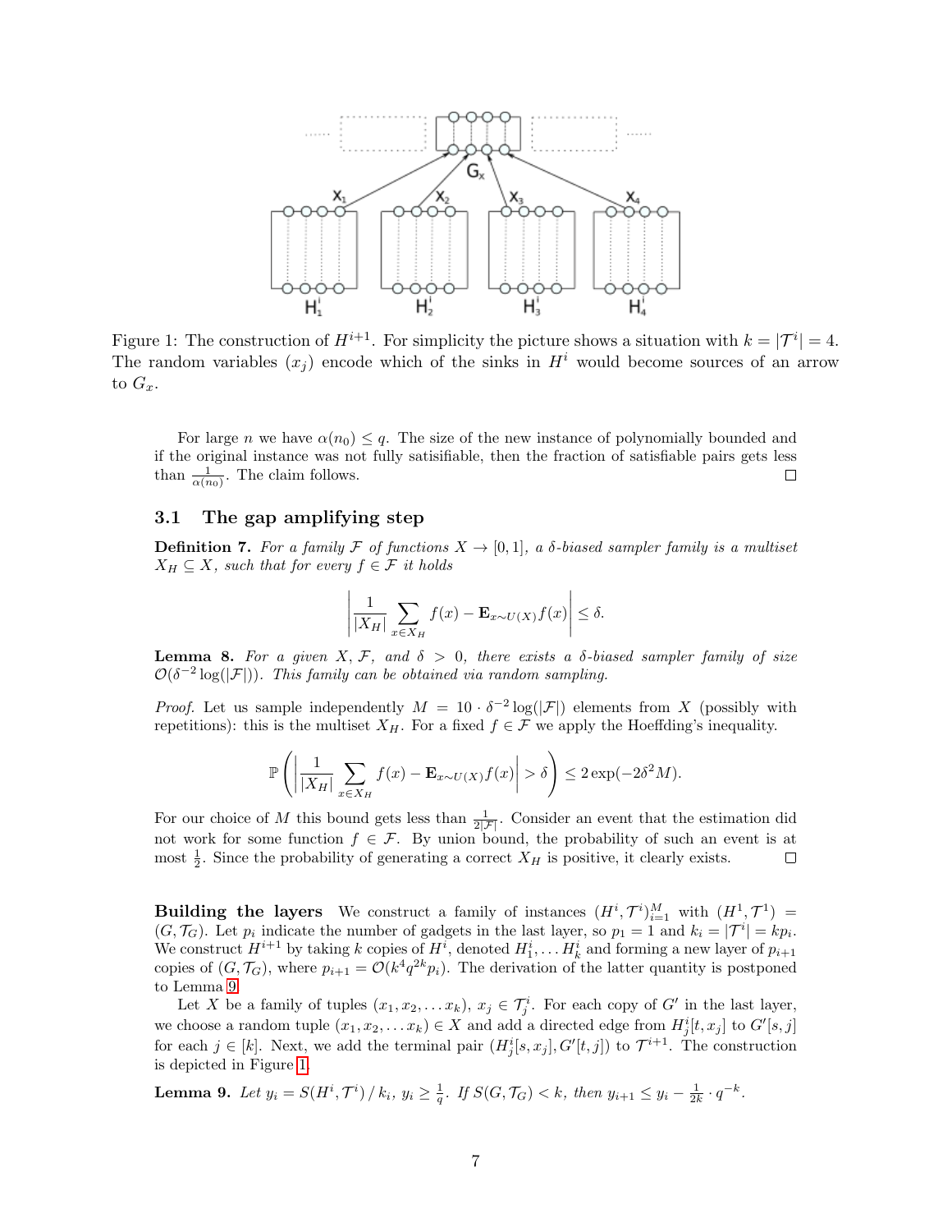Figure 1: The construction of $H^{i+1}$. For simplicity the picture shows a situation with $k = |\mathcal{T}^i| = 4$. The random variables $(x_j)$ encode which of the sinks in $H^i$ would become sources of an arrow to $G_x$.

For large $n$ we have $\alpha(n_0) \leq q$. The size of the new instance of polynomially bounded and if the original instance was not fully satisifiable, then the fraction of satisfiable pairs gets less than $\frac{1}{\alpha(n_0)}$. The claim follows. $\square$

## 3.1 The gap amplifying step

**Definition 7.** *For a family $\mathcal{F}$ of functions $X \to [0,1]$, a $\delta$-biased sampler family is a multiset $X_H \subseteq X$, such that for every $f \in \mathcal{F}$ it holds*

$$\left| \frac{1}{|X_H|} \sum_{x \in X_H} f(x) - \mathbf{E}_{x \sim U(X)} f(x) \right| \leq \delta.$$

**Lemma 8.** *For a given $X, \mathcal{F}$, and $\delta > 0$, there exists a $\delta$-biased sampler family of size $\mathcal{O}(\delta^{-2} \log(|\mathcal{F}|))$. This family can be obtained via random sampling.*

*Proof.* Let us sample independently $M = 10 \cdot \delta^{-2} \log(|\mathcal{F}|)$ elements from $X$ (possibly with repetitions): this is the multiset $X_H$. For a fixed $f \in \mathcal{F}$ we apply the Hoeffding's inequality.

$$\mathbb{P}\left( \left| \frac{1}{|X_H|} \sum_{x \in X_H} f(x) - \mathbf{E}_{x \sim U(X)} f(x) \right| > \delta \right) \leq 2\exp(-2\delta^2 M).$$

For our choice of $M$ this bound gets less than $\frac{1}{2|\mathcal{F}|}$. Consider an event that the estimation did not work for some function $f \in \mathcal{F}$. By union bound, the probability of such an event is at most $\frac{1}{2}$. Since the probability of generating a correct $X_H$ is positive, it clearly exists. $\square$

**Building the layers** We construct a family of instances $(H^i, \mathcal{T}^i)_{i=1}^M$ with $(H^1, \mathcal{T}^1) = (G, \mathcal{T}_G)$. Let $p_i$ indicate the number of gadgets in the last layer, so $p_1 = 1$ and $k_i = |\mathcal{T}^i| = kp_i$. We construct $H^{i+1}$ by taking $k$ copies of $H^i$, denoted $H_1^i, \ldots H_k^i$ and forming a new layer of $p_{i+1}$ copies of $(G, \mathcal{T}_G)$, where $p_{i+1} = \mathcal{O}(k^4 q^{2k} p_i)$. The derivation of the latter quantity is postponed to Lemma 9.

Let $X$ be a family of tuples $(x_1, x_2, \ldots x_k)$, $x_j \in \mathcal{T}_j^i$. For each copy of $G'$ in the last layer, we choose a random tuple $(x_1, x_2, \ldots x_k) \in X$ and add a directed edge from $H_j^i[t, x_j]$ to $G'[s, j]$ for each $j \in [k]$. Next, we add the terminal pair $(H_j^i[s, x_j], G'[t, j])$ to $\mathcal{T}^{i+1}$. The construction is depicted in Figure 1.

**Lemma 9.** *Let $y_i = S(H^i, \mathcal{T}^i) \,/\, k_i$, $y_i \geq \frac{1}{q}$. If $S(G, \mathcal{T}_G) < k$, then $y_{i+1} \leq y_i - \frac{1}{2k} \cdot q^{-k}$.*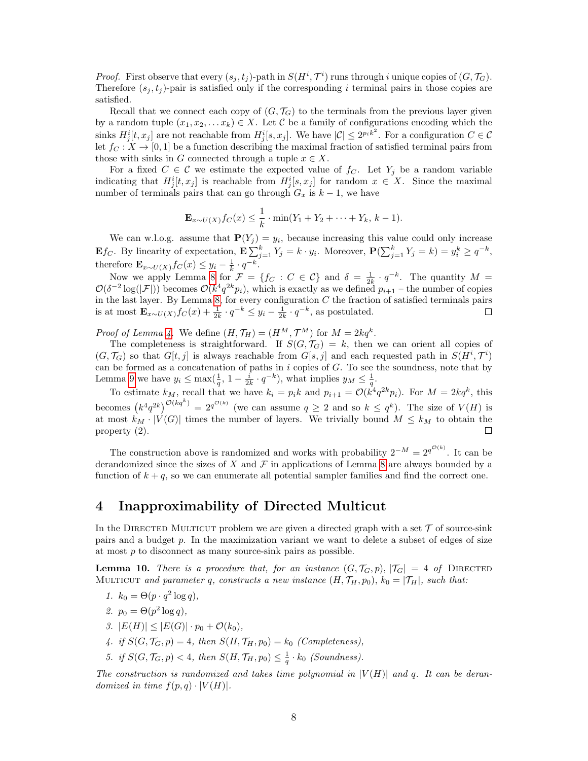*Proof.* First observe that every $(s_j, t_j)$-path in $S(H^i, \mathcal{T}^i)$ runs through $i$ unique copies of $(G, \mathcal{T}_G)$. Therefore $(s_j, t_j)$-pair is satisfied only if the corresponding $i$ terminal pairs in those copies are satisfied.

Recall that we connect each copy of $(G, \mathcal{T}_G)$ to the terminals from the previous layer given by a random tuple $(x_1, x_2, \dots x_k) \in X$. Let $\mathcal{C}$ be a family of configurations encoding which the sinks $H^i_j[t, x_j]$ are not reachable from $H^i_j[s, x_j]$. We have $|\mathcal{C}| \le 2^{p_i k^2}$. For a configuration $C \in \mathcal{C}$ let $f_C : X \to [0, 1]$ be a function describing the maximal fraction of satisfied terminal pairs from those with sinks in $G$ connected through a tuple $x \in X$.

For a fixed $C \in \mathcal{C}$ we estimate the expected value of $f_C$. Let $Y_j$ be a random variable indicating that $H^i_j[t, x_j]$ is reachable from $H^i_j[s, x_j]$ for random $x \in X$. Since the maximal number of terminals pairs that can go through $G_x$ is $k-1$, we have

$$\mathbf{E}_{x \sim U(X)} f_C(x) \le \frac{1}{k} \cdot \min(Y_1 + Y_2 + \dots + Y_k,\, k-1).$$

We can w.l.o.g. assume that $\mathbf{P}(Y_j) = y_i$, because increasing this value could only increase $\mathbf{E} f_C$. By linearity of expectation, $\mathbf{E} \sum_{j=1}^k Y_j = k \cdot y_i$. Moreover, $\mathbf{P}(\sum_{j=1}^k Y_j = k) = y_i^k \ge q^{-k}$, therefore $\mathbf{E}_{x \sim U(X)} f_C(x) \le y_i - \frac{1}{k} \cdot q^{-k}$.

Now we apply Lemma 8 for $\mathcal{F} = \{f_C : C \in \mathcal{C}\}$ and $\delta = \frac{1}{2k} \cdot q^{-k}$. The quantity $M = \mathcal{O}(\delta^{-2} \log(|\mathcal{F}|))$ becomes $\mathcal{O}(k^4 q^{2k} p_i)$, which is exactly as we defined $p_{i+1}$ – the number of copies in the last layer. By Lemma 8, for every configuration $C$ the fraction of satisfied terminals pairs is at most $\mathbf{E}_{x \sim U(X)} f_C(x) + \frac{1}{2k} \cdot q^{-k} \le y_i - \frac{1}{2k} \cdot q^{-k}$, as postulated. $\square$

*Proof of Lemma 4.* We define $(H, \mathcal{T}_H) = (H^M, \mathcal{T}^M)$ for $M = 2kq^k$.

The completeness is straightforward. If $S(G, \mathcal{T}_G) = k$, then we can orient all copies of $(G, \mathcal{T}_G)$ so that $G[t, j]$ is always reachable from $G[s, j]$ and each requested path in $S(H^i, \mathcal{T}^i)$ can be formed as a concatenation of paths in $i$ copies of $G$. To see the soundness, note that by Lemma 9 we have $y_i \le \max(\frac{1}{q}, 1 - \frac{i}{2k} \cdot q^{-k})$, what implies $y_M \le \frac{1}{q}$.

To estimate $k_M$, recall that we have $k_i = p_i k$ and $p_{i+1} = \mathcal{O}(k^4 q^{2k} p_i)$. For $M = 2kq^k$, this becomes $\left(k^4 q^{2k}\right)^{\mathcal{O}(kq^k)} = 2^{q^{\mathcal{O}(k)}}$ (we can assume $q \ge 2$ and so $k \le q^k$). The size of $V(H)$ is at most $k_M \cdot |V(G)|$ times the number of layers. We trivially bound $M \le k_M$ to obtain the property (2). $\square$

The construction above is randomized and works with probability $2^{-M} = 2^{q^{\mathcal{O}(k)}}$. It can be derandomized since the sizes of $X$ and $\mathcal{F}$ in applications of Lemma 8 are always bounded by a function of $k + q$, so we can enumerate all potential sampler families and find the correct one.

## 4 Inapproximability of Directed Multicut

In the Directed Multicut problem we are given a directed graph with a set $\mathcal{T}$ of source-sink pairs and a budget $p$. In the maximization variant we want to delete a subset of edges of size at most $p$ to disconnect as many source-sink pairs as possible.

**Lemma 10.** *There is a procedure that, for an instance $(G, \mathcal{T}_G, p)$, $|\mathcal{T}_G| = 4$ of* Directed Multicut *and parameter $q$, constructs a new instance $(H, \mathcal{T}_H, p_0)$, $k_0 = |\mathcal{T}_H|$, such that:*

1. *$k_0 = \Theta(p \cdot q^2 \log q)$,*
2. *$p_0 = \Theta(p^2 \log q)$,*
3. *$|E(H)| \le |E(G)| \cdot p_0 + \mathcal{O}(k_0)$,*
4. *if $S(G, \mathcal{T}_G, p) = 4$, then $S(H, \mathcal{T}_H, p_0) = k_0$ (Completeness),*
5. *if $S(G, \mathcal{T}_G, p) < 4$, then $S(H, \mathcal{T}_H, p_0) \le \frac{1}{q} \cdot k_0$ (Soundness).*

*The construction is randomized and takes time polynomial in $|V(H)|$ and $q$. It can be derandomized in time $f(p, q) \cdot |V(H)|$.*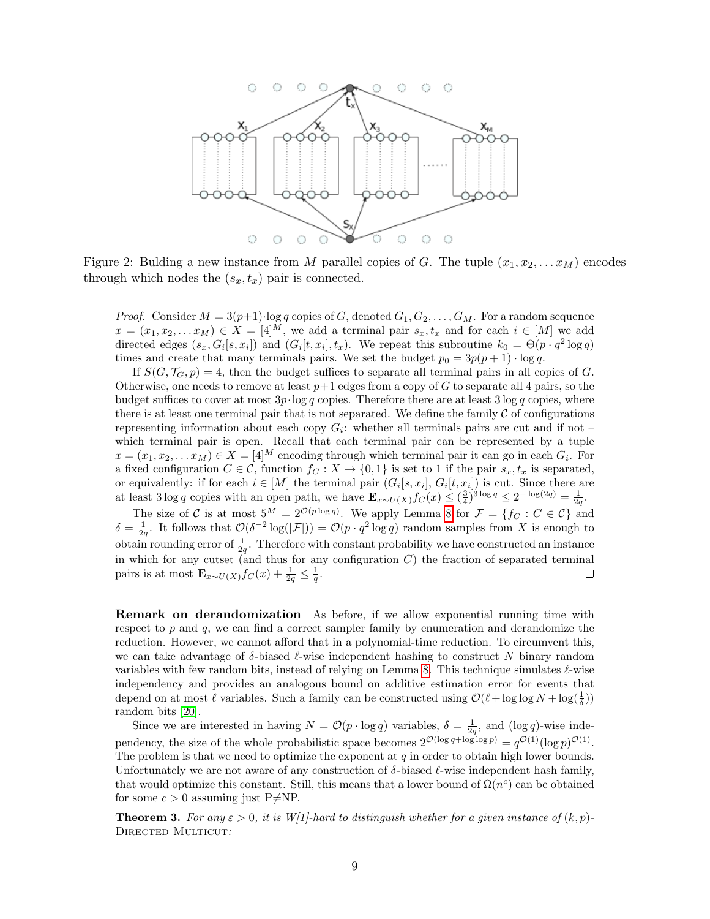Figure 2: Bulding a new instance from $M$ parallel copies of $G$. The tuple $(x_1, x_2, \ldots x_M)$ encodes through which nodes the $(s_x, t_x)$ pair is connected.

*Proof.* Consider $M = 3(p+1) \cdot \log q$ copies of $G$, denoted $G_1, G_2, \ldots, G_M$. For a random sequence $x = (x_1, x_2, \ldots x_M) \in X = [4]^M$, we add a terminal pair $s_x, t_x$ and for each $i \in [M]$ we add directed edges $(s_x, G_i[s, x_i])$ and $(G_i[t, x_i], t_x)$. We repeat this subroutine $k_0 = \Theta(p \cdot q^2 \log q)$ times and create that many terminals pairs. We set the budget $p_0 = 3p(p+1) \cdot \log q$.

If $S(G, \mathcal{T}_G, p) = 4$, then the budget suffices to separate all terminal pairs in all copies of $G$. Otherwise, one needs to remove at least $p+1$ edges from a copy of $G$ to separate all 4 pairs, so the budget suffices to cover at most $3p \cdot \log q$ copies. Therefore there are at least $3 \log q$ copies, where there is at least one terminal pair that is not separated. We define the family $\mathcal{C}$ of configurations representing information about each copy $G_i$: whether all terminals pairs are cut and if not – which terminal pair is open. Recall that each terminal pair can be represented by a tuple $x = (x_1, x_2, \ldots x_M) \in X = [4]^M$ encoding through which terminal pair it can go in each $G_i$. For a fixed configuration $C \in \mathcal{C}$, function $f_C : X \to \{0, 1\}$ is set to 1 if the pair $s_x, t_x$ is separated, or equivalently: if for each $i \in [M]$ the terminal pair $(G_i[s, x_i], G_i[t, x_i])$ is cut. Since there are at least $3 \log q$ copies with an open path, we have $\mathbf{E}_{x \sim U(X)} f_C(x) \le (\frac{3}{4})^{3 \log q} \le 2^{-\log(2q)} = \frac{1}{2q}$.

The size of $\mathcal{C}$ is at most $5^M = 2^{\mathcal{O}(p \log q)}$. We apply Lemma 8 for $\mathcal{F} = \{f_C : C \in \mathcal{C}\}$ and $\delta = \frac{1}{2q}$. It follows that $\mathcal{O}(\delta^{-2} \log(|\mathcal{F}|)) = \mathcal{O}(p \cdot q^2 \log q)$ random samples from $X$ is enough to obtain rounding error of $\frac{1}{2q}$. Therefore with constant probability we have constructed an instance in which for any cutset (and thus for any configuration $C$) the fraction of separated terminal pairs is at most $\mathbf{E}_{x \sim U(X)} f_C(x) + \frac{1}{2q} \le \frac{1}{q}$. □

**Remark on derandomization** As before, if we allow exponential running time with respect to $p$ and $q$, we can find a correct sampler family by enumeration and derandomize the reduction. However, we cannot afford that in a polynomial-time reduction. To circumvent this, we can take advantage of $\delta$-biased $\ell$-wise independent hashing to construct $N$ binary random variables with few random bits, instead of relying on Lemma 8. This technique simulates $\ell$-wise independency and provides an analogous bound on additive estimation error for events that depend on at most $\ell$ variables. Such a family can be constructed using $\mathcal{O}(\ell + \log \log N + \log(\frac{1}{\delta}))$ random bits [20].

Since we are interested in having $N = \mathcal{O}(p \cdot \log q)$ variables, $\delta = \frac{1}{2q}$, and $(\log q)$-wise independency, the size of the whole probabilistic space becomes $2^{\mathcal{O}(\log q + \log \log p)} = q^{\mathcal{O}(1)} (\log p)^{\mathcal{O}(1)}$. The problem is that we need to optimize the exponent at $q$ in order to obtain high lower bounds. Unfortunately we are not aware of any construction of $\delta$-biased $\ell$-wise independent hash family, that would optimize this constant. Still, this means that a lower bound of $\Omega(n^c)$ can be obtained for some $c > 0$ assuming just P≠NP.

**Theorem 3.** *For any $\varepsilon > 0$, it is W[1]-hard to distinguish whether for a given instance of $(k, p)$-*Directed Multicut*:*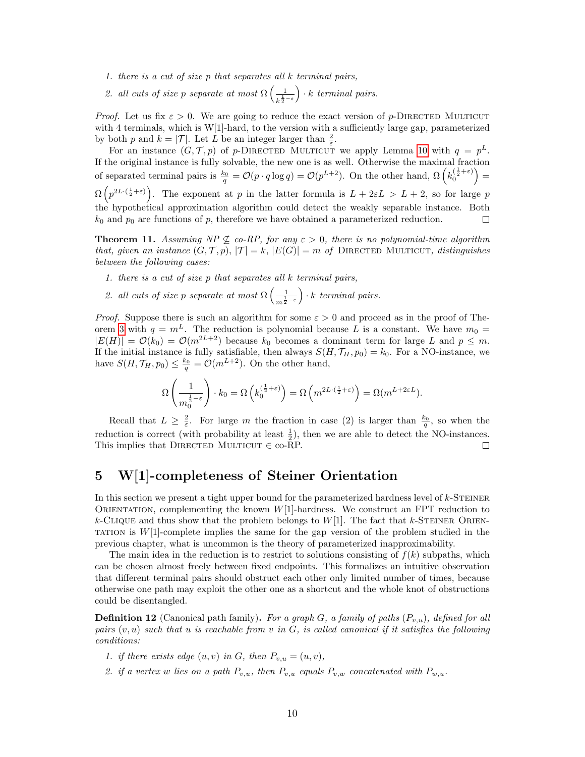1. *there is a cut of size $p$ that separates all $k$ terminal pairs,*
2. *all cuts of size $p$ separate at most $\Omega\left(\frac{1}{k^{\frac{1}{2}-\varepsilon}}\right) \cdot k$ terminal pairs.*

*Proof.* Let us fix $\varepsilon > 0$. We are going to reduce the exact version of $p$-Directed Multicut with 4 terminals, which is W[1]-hard, to the version with a sufficiently large gap, parameterized by both $p$ and $k = |\mathcal{T}|$. Let $L$ be an integer larger than $\frac{2}{\varepsilon}$.

For an instance $(G, \mathcal{T}, p)$ of $p$-Directed Multicut we apply Lemma 10 with $q = p^L$. If the original instance is fully solvable, the new one is as well. Otherwise the maximal fraction of separated terminal pairs is $\frac{k_0}{q} = \mathcal{O}(p \cdot q \log q) = \mathcal{O}(p^{L+2})$. On the other hand, $\Omega\left(k_0^{(\frac{1}{2}+\varepsilon)}\right) = \Omega\left(p^{2L\cdot(\frac{1}{2}+\varepsilon)}\right)$. The exponent at $p$ in the latter formula is $L + 2\varepsilon L > L + 2$, so for large $p$ the hypothetical approximation algorithm could detect the weakly separable instance. Both $k_0$ and $p_0$ are functions of $p$, therefore we have obtained a parameterized reduction. ◻

**Theorem 11.** *Assuming NP $\not\subseteq$ co-RP, for any $\varepsilon > 0$, there is no polynomial-time algorithm that, given an instance $(G, \mathcal{T}, p)$, $|\mathcal{T}| = k$, $|E(G)| = m$ of* Directed Multicut*, distinguishes between the following cases:*

1. *there is a cut of size $p$ that separates all $k$ terminal pairs,*
2. *all cuts of size $p$ separate at most $\Omega\left(\frac{1}{m^{\frac{1}{2}-\varepsilon}}\right) \cdot k$ terminal pairs.*

*Proof.* Suppose there is such an algorithm for some $\varepsilon > 0$ and proceed as in the proof of Theorem 3 with $q = m^L$. The reduction is polynomial because $L$ is a constant. We have $m_0 = |E(H)| = \mathcal{O}(k_0) = \mathcal{O}(m^{2L+2})$ because $k_0$ becomes a dominant term for large $L$ and $p \le m$. If the initial instance is fully satisfiable, then always $S(H, \mathcal{T}_H, p_0) = k_0$. For a NO-instance, we have $S(H, \mathcal{T}_H, p_0) \le \frac{k_0}{q} = \mathcal{O}(m^{L+2})$. On the other hand,

$$\Omega\left(\frac{1}{m_0^{\frac{1}{2}-\varepsilon}}\right) \cdot k_0 = \Omega\left(k_0^{(\frac{1}{2}+\varepsilon)}\right) = \Omega\left(m^{2L\cdot(\frac{1}{2}+\varepsilon)}\right) = \Omega(m^{L+2\varepsilon L}).$$

Recall that $L \ge \frac{2}{\varepsilon}$. For large $m$ the fraction in case (2) is larger than $\frac{k_0}{q}$, so when the reduction is correct (with probability at least $\frac{1}{2}$), then we are able to detect the NO-instances. This implies that Directed Multicut $\in$ co-RP. ◻

## 5 W[1]-completeness of Steiner Orientation

In this section we present a tight upper bound for the parameterized hardness level of $k$-Steiner Orientation, complementing the known $W[1]$-hardness. We construct an FPT reduction to $k$-Clique and thus show that the problem belongs to $W[1]$. The fact that $k$-Steiner Orientation is $W[1]$-complete implies the same for the gap version of the problem studied in the previous chapter, what is uncommon is the theory of parameterized inapproximability.

The main idea in the reduction is to restrict to solutions consisting of $f(k)$ subpaths, which can be chosen almost freely between fixed endpoints. This formalizes an intuitive observation that different terminal pairs should obstruct each other only limited number of times, because otherwise one path may exploit the other one as a shortcut and the whole knot of obstructions could be disentangled.

**Definition 12** (Canonical path family)**.** *For a graph $G$, a family of paths $(P_{v,u})$, defined for all pairs $(v, u)$ such that $u$ is reachable from $v$ in $G$, is called canonical if it satisfies the following conditions:*

1. *if there exists edge $(u, v)$ in $G$, then $P_{v,u} = (u, v)$,*
2. *if a vertex $w$ lies on a path $P_{v,u}$, then $P_{v,u}$ equals $P_{v,w}$ concatenated with $P_{w,u}$.*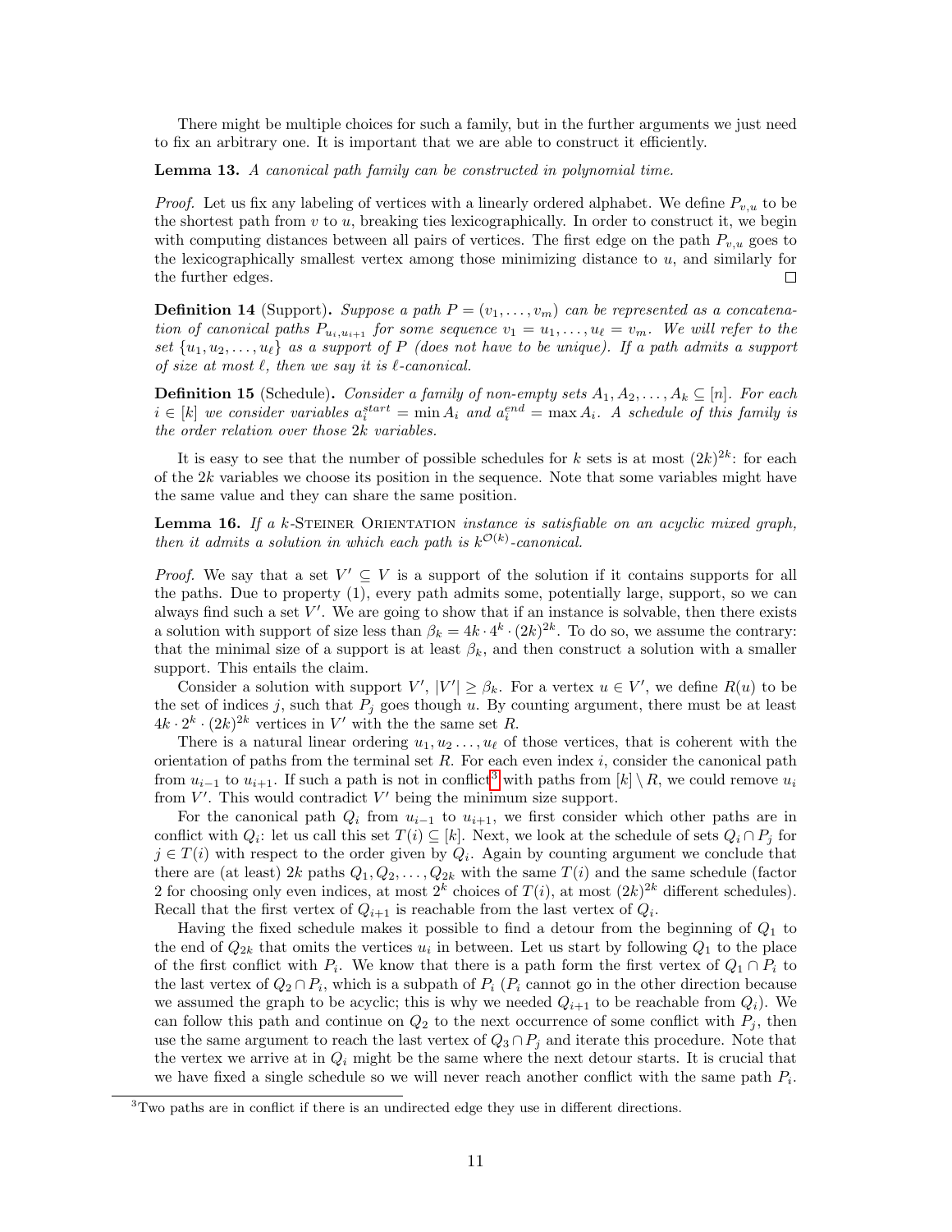There might be multiple choices for such a family, but in the further arguments we just need to fix an arbitrary one. It is important that we are able to construct it efficiently.

**Lemma 13.** *A canonical path family can be constructed in polynomial time.*

*Proof.* Let us fix any labeling of vertices with a linearly ordered alphabet. We define $P_{v,u}$ to be the shortest path from $v$ to $u$, breaking ties lexicographically. In order to construct it, we begin with computing distances between all pairs of vertices. The first edge on the path $P_{v,u}$ goes to the lexicographically smallest vertex among those minimizing distance to $u$, and similarly for the further edges. ◻

**Definition 14** (Support)**.** *Suppose a path $P = (v_1, \dots, v_m)$ can be represented as a concatenation of canonical paths $P_{u_i,u_{i+1}}$ for some sequence $v_1 = u_1, \dots, u_\ell = v_m$. We will refer to the set $\{u_1, u_2, \dots, u_\ell\}$ as a support of $P$ (does not have to be unique). If a path admits a support of size at most $\ell$, then we say it is $\ell$-canonical.*

**Definition 15** (Schedule)**.** *Consider a family of non-empty sets $A_1, A_2, \dots, A_k \subseteq [n]$. For each $i \in [k]$ we consider variables $a_i^{start} = \min A_i$ and $a_i^{end} = \max A_i$. A schedule of this family is the order relation over those $2k$ variables.*

It is easy to see that the number of possible schedules for $k$ sets is at most $(2k)^{2k}$: for each of the $2k$ variables we choose its position in the sequence. Note that some variables might have the same value and they can share the same position.

**Lemma 16.** *If a $k$-Steiner Orientation instance is satisfiable on an acyclic mixed graph, then it admits a solution in which each path is $k^{\mathcal{O}(k)}$-canonical.*

*Proof.* We say that a set $V' \subseteq V$ is a support of the solution if it contains supports for all the paths. Due to property (1), every path admits some, potentially large, support, so we can always find such a set $V'$. We are going to show that if an instance is solvable, then there exists a solution with support of size less than $\beta_k = 4k \cdot 4^k \cdot (2k)^{2k}$. To do so, we assume the contrary: that the minimal size of a support is at least $\beta_k$, and then construct a solution with a smaller support. This entails the claim.

Consider a solution with support $V'$, $|V'| \geq \beta_k$. For a vertex $u \in V'$, we define $R(u)$ to be the set of indices $j$, such that $P_j$ goes though $u$. By counting argument, there must be at least $4k \cdot 2^k \cdot (2k)^{2k}$ vertices in $V'$ with the the same set $R$.

There is a natural linear ordering $u_1, u_2 \dots, u_\ell$ of those vertices, that is coherent with the orientation of paths from the terminal set $R$. For each even index $i$, consider the canonical path from $u_{i-1}$ to $u_{i+1}$. If such a path is not in conflict[3] with paths from $[k] \setminus R$, we could remove $u_i$ from $V'$. This would contradict $V'$ being the minimum size support.

For the canonical path $Q_i$ from $u_{i-1}$ to $u_{i+1}$, we first consider which other paths are in conflict with $Q_i$: let us call this set $T(i) \subseteq [k]$. Next, we look at the schedule of sets $Q_i \cap P_j$ for $j \in T(i)$ with respect to the order given by $Q_i$. Again by counting argument we conclude that there are (at least) $2k$ paths $Q_1, Q_2, \dots, Q_{2k}$ with the same $T(i)$ and the same schedule (factor 2 for choosing only even indices, at most $2^k$ choices of $T(i)$, at most $(2k)^{2k}$ different schedules). Recall that the first vertex of $Q_{i+1}$ is reachable from the last vertex of $Q_i$.

Having the fixed schedule makes it possible to find a detour from the beginning of $Q_1$ to the end of $Q_{2k}$ that omits the vertices $u_i$ in between. Let us start by following $Q_1$ to the place of the first conflict with $P_i$. We know that there is a path form the first vertex of $Q_1 \cap P_i$ to the last vertex of $Q_2 \cap P_i$, which is a subpath of $P_i$ ($P_i$ cannot go in the other direction because we assumed the graph to be acyclic; this is why we needed $Q_{i+1}$ to be reachable from $Q_i$). We can follow this path and continue on $Q_2$ to the next occurrence of some conflict with $P_j$, then use the same argument to reach the last vertex of $Q_3 \cap P_j$ and iterate this procedure. Note that the vertex we arrive at in $Q_i$ might be the same where the next detour starts. It is crucial that we have fixed a single schedule so we will never reach another conflict with the same path $P_i$.

[3] Two paths are in conflict if there is an undirected edge they use in different directions.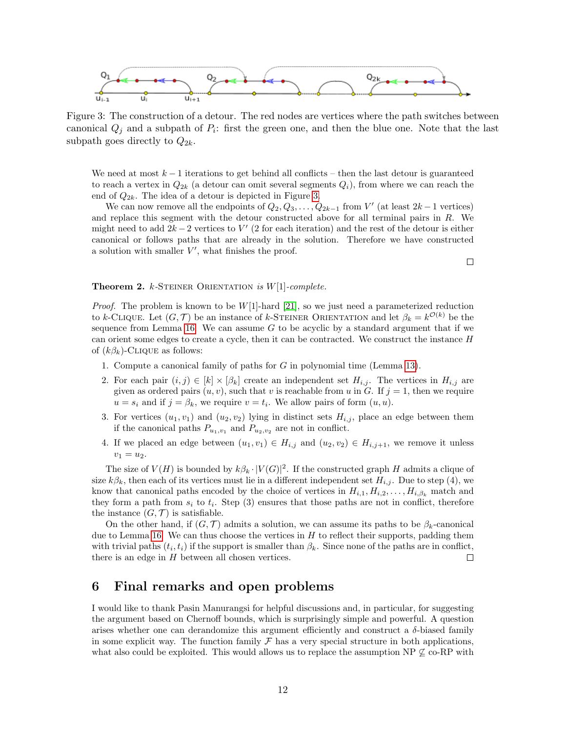Figure 3: The construction of a detour. The red nodes are vertices where the path switches between canonical $Q_j$ and a subpath of $P_i$: first the green one, and then the blue one. Note that the last subpath goes directly to $Q_{2k}$.

We need at most $k-1$ iterations to get behind all conflicts – then the last detour is guaranteed to reach a vertex in $Q_{2k}$ (a detour can omit several segments $Q_i$), from where we can reach the end of $Q_{2k}$. The idea of a detour is depicted in Figure 3.

We can now remove all the endpoints of $Q_2, Q_3, \ldots, Q_{2k-1}$ from $V'$ (at least $2k-1$ vertices) and replace this segment with the detour constructed above for all terminal pairs in $R$. We might need to add $2k-2$ vertices to $V'$ (2 for each iteration) and the rest of the detour is either canonical or follows paths that are already in the solution. Therefore we have constructed a solution with smaller $V'$, what finishes the proof.

□

**Theorem 2.** *$k$-Steiner Orientation is $W[1]$-complete.*

*Proof.* The problem is known to be $W[1]$-hard [21], so we just need a parameterized reduction to $k$-Clique. Let $(G, \mathcal{T})$ be an instance of $k$-Steiner Orientation and let $\beta_k = k^{\mathcal{O}(k)}$ be the sequence from Lemma 16. We can assume $G$ to be acyclic by a standard argument that if we can orient some edges to create a cycle, then it can be contracted. We construct the instance $H$ of $(k\beta_k)$-Clique as follows:

1. Compute a canonical family of paths for $G$ in polynomial time (Lemma 13).
2. For each pair $(i, j) \in [k] \times [\beta_k]$ create an independent set $H_{i,j}$. The vertices in $H_{i,j}$ are given as ordered pairs $(u, v)$, such that $v$ is reachable from $u$ in $G$. If $j = 1$, then we require $u = s_i$ and if $j = \beta_k$, we require $v = t_i$. We allow pairs of form $(u, u)$.
3. For vertices $(u_1, v_1)$ and $(u_2, v_2)$ lying in distinct sets $H_{i,j}$, place an edge between them if the canonical paths $P_{u_1,v_1}$ and $P_{u_2,v_2}$ are not in conflict.
4. If we placed an edge between $(u_1, v_1) \in H_{i,j}$ and $(u_2, v_2) \in H_{i,j+1}$, we remove it unless $v_1 = u_2$.

The size of $V(H)$ is bounded by $k\beta_k \cdot |V(G)|^2$. If the constructed graph $H$ admits a clique of size $k\beta_k$, then each of its vertices must lie in a different independent set $H_{i,j}$. Due to step (4), we know that canonical paths encoded by the choice of vertices in $H_{i,1}, H_{i,2}, \ldots, H_{i,\beta_k}$ match and they form a path from $s_i$ to $t_i$. Step (3) ensures that those paths are not in conflict, therefore the instance $(G, \mathcal{T})$ is satisfiable.

On the other hand, if $(G, \mathcal{T})$ admits a solution, we can assume its paths to be $\beta_k$-canonical due to Lemma 16. We can thus choose the vertices in $H$ to reflect their supports, padding them with trivial paths $(t_i, t_i)$ if the support is smaller than $\beta_k$. Since none of the paths are in conflict, there is an edge in $H$ between all chosen vertices. □

## 6 Final remarks and open problems

I would like to thank Pasin Manurangsi for helpful discussions and, in particular, for suggesting the argument based on Chernoff bounds, which is surprisingly simple and powerful. A question arises whether one can derandomize this argument efficiently and construct a $\delta$-biased family in some explicit way. The function family $\mathcal{F}$ has a very special structure in both applications, what also could be exploited. This would allows us to replace the assumption NP $\not\subseteq$ co-RP with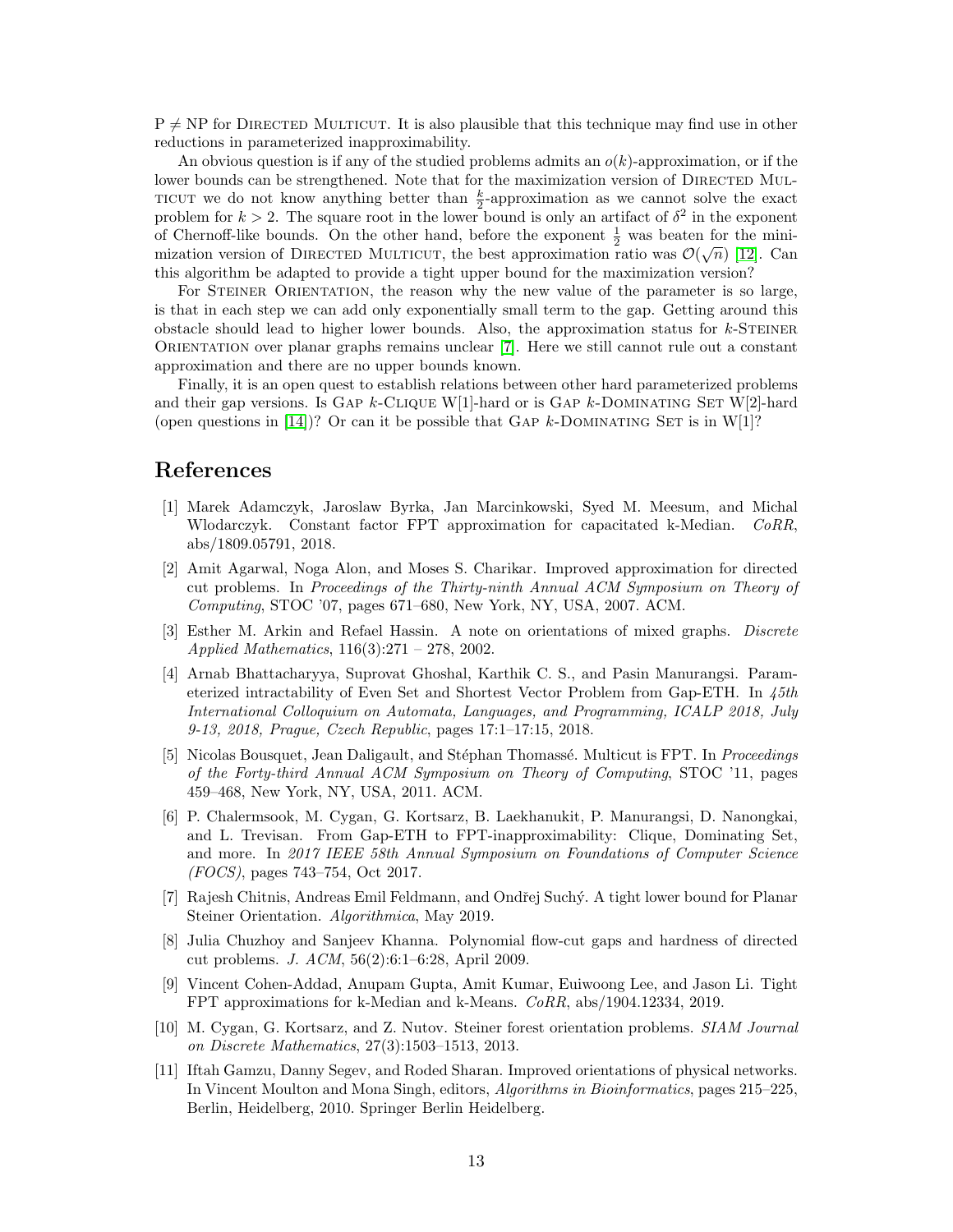P $\neq$ NP for Directed Multicut. It is also plausible that this technique may find use in other reductions in parameterized inapproximability.

An obvious question is if any of the studied problems admits an $o(k)$-approximation, or if the lower bounds can be strengthened. Note that for the maximization version of Directed Multicut we do not know anything better than $\frac{k}{2}$-approximation as we cannot solve the exact problem for $k > 2$. The square root in the lower bound is only an artifact of $\delta^2$ in the exponent of Chernoff-like bounds. On the other hand, before the exponent $\frac{1}{2}$ was beaten for the minimization version of Directed Multicut, the best approximation ratio was $\mathcal{O}(\sqrt{n})$ [12]. Can this algorithm be adapted to provide a tight upper bound for the maximization version?

For Steiner Orientation, the reason why the new value of the parameter is so large, is that in each step we can add only exponentially small term to the gap. Getting around this obstacle should lead to higher lower bounds. Also, the approximation status for $k$-Steiner Orientation over planar graphs remains unclear [7]. Here we still cannot rule out a constant approximation and there are no upper bounds known.

Finally, it is an open quest to establish relations between other hard parameterized problems and their gap versions. Is Gap $k$-Clique W[1]-hard or is Gap $k$-Dominating Set W[2]-hard (open questions in [14])? Or can it be possible that Gap $k$-Dominating Set is in W[1]?

# References

[1] Marek Adamczyk, Jaroslaw Byrka, Jan Marcinkowski, Syed M. Meesum, and Michal Wlodarczyk. Constant factor FPT approximation for capacitated k-Median. *CoRR*, abs/1809.05791, 2018.

[2] Amit Agarwal, Noga Alon, and Moses S. Charikar. Improved approximation for directed cut problems. In *Proceedings of the Thirty-ninth Annual ACM Symposium on Theory of Computing*, STOC '07, pages 671–680, New York, NY, USA, 2007. ACM.

[3] Esther M. Arkin and Refael Hassin. A note on orientations of mixed graphs. *Discrete Applied Mathematics*, 116(3):271 – 278, 2002.

[4] Arnab Bhattacharyya, Suprovat Ghoshal, Karthik C. S., and Pasin Manurangsi. Parameterized intractability of Even Set and Shortest Vector Problem from Gap-ETH. In *45th International Colloquium on Automata, Languages, and Programming, ICALP 2018, July 9-13, 2018, Prague, Czech Republic*, pages 17:1–17:15, 2018.

[5] Nicolas Bousquet, Jean Daligault, and Stéphan Thomassé. Multicut is FPT. In *Proceedings of the Forty-third Annual ACM Symposium on Theory of Computing*, STOC '11, pages 459–468, New York, NY, USA, 2011. ACM.

[6] P. Chalermsook, M. Cygan, G. Kortsarz, B. Laekhanukit, P. Manurangsi, D. Nanongkai, and L. Trevisan. From Gap-ETH to FPT-inapproximability: Clique, Dominating Set, and more. In *2017 IEEE 58th Annual Symposium on Foundations of Computer Science (FOCS)*, pages 743–754, Oct 2017.

[7] Rajesh Chitnis, Andreas Emil Feldmann, and Ondřej Suchý. A tight lower bound for Planar Steiner Orientation. *Algorithmica*, May 2019.

[8] Julia Chuzhoy and Sanjeev Khanna. Polynomial flow-cut gaps and hardness of directed cut problems. *J. ACM*, 56(2):6:1–6:28, April 2009.

[9] Vincent Cohen-Addad, Anupam Gupta, Amit Kumar, Euiwoong Lee, and Jason Li. Tight FPT approximations for k-Median and k-Means. *CoRR*, abs/1904.12334, 2019.

[10] M. Cygan, G. Kortsarz, and Z. Nutov. Steiner forest orientation problems. *SIAM Journal on Discrete Mathematics*, 27(3):1503–1513, 2013.

[11] Iftah Gamzu, Danny Segev, and Roded Sharan. Improved orientations of physical networks. In Vincent Moulton and Mona Singh, editors, *Algorithms in Bioinformatics*, pages 215–225, Berlin, Heidelberg, 2010. Springer Berlin Heidelberg.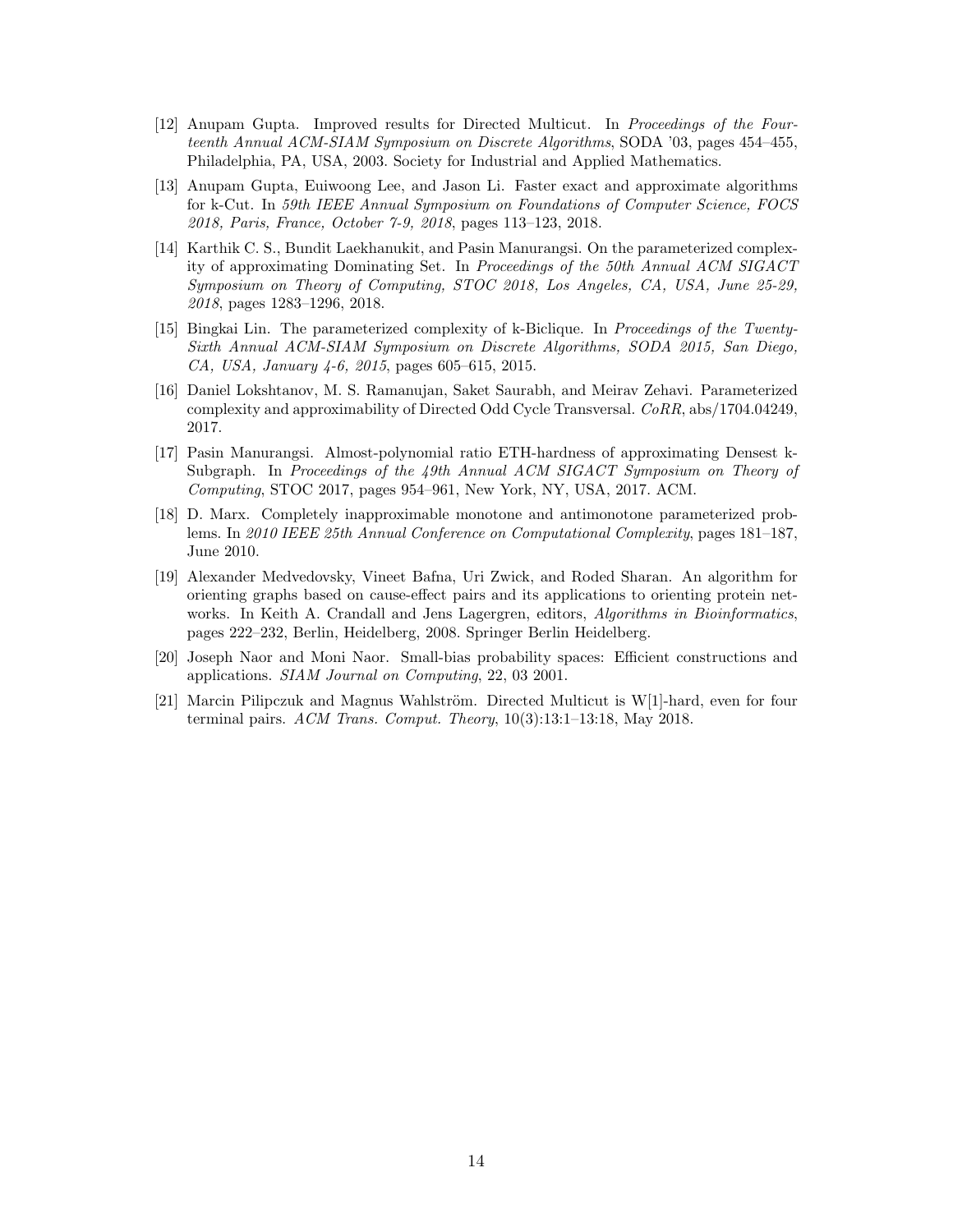[12] Anupam Gupta. Improved results for Directed Multicut. In *Proceedings of the Fourteenth Annual ACM-SIAM Symposium on Discrete Algorithms*, SODA '03, pages 454–455, Philadelphia, PA, USA, 2003. Society for Industrial and Applied Mathematics.

[13] Anupam Gupta, Euiwoong Lee, and Jason Li. Faster exact and approximate algorithms for k-Cut. In *59th IEEE Annual Symposium on Foundations of Computer Science, FOCS 2018, Paris, France, October 7-9, 2018*, pages 113–123, 2018.

[14] Karthik C. S., Bundit Laekhanukit, and Pasin Manurangsi. On the parameterized complexity of approximating Dominating Set. In *Proceedings of the 50th Annual ACM SIGACT Symposium on Theory of Computing, STOC 2018, Los Angeles, CA, USA, June 25-29, 2018*, pages 1283–1296, 2018.

[15] Bingkai Lin. The parameterized complexity of k-Biclique. In *Proceedings of the Twenty-Sixth Annual ACM-SIAM Symposium on Discrete Algorithms, SODA 2015, San Diego, CA, USA, January 4-6, 2015*, pages 605–615, 2015.

[16] Daniel Lokshtanov, M. S. Ramanujan, Saket Saurabh, and Meirav Zehavi. Parameterized complexity and approximability of Directed Odd Cycle Transversal. *CoRR*, abs/1704.04249, 2017.

[17] Pasin Manurangsi. Almost-polynomial ratio ETH-hardness of approximating Densest k-Subgraph. In *Proceedings of the 49th Annual ACM SIGACT Symposium on Theory of Computing*, STOC 2017, pages 954–961, New York, NY, USA, 2017. ACM.

[18] D. Marx. Completely inapproximable monotone and antimonotone parameterized problems. In *2010 IEEE 25th Annual Conference on Computational Complexity*, pages 181–187, June 2010.

[19] Alexander Medvedovsky, Vineet Bafna, Uri Zwick, and Roded Sharan. An algorithm for orienting graphs based on cause-effect pairs and its applications to orienting protein networks. In Keith A. Crandall and Jens Lagergren, editors, *Algorithms in Bioinformatics*, pages 222–232, Berlin, Heidelberg, 2008. Springer Berlin Heidelberg.

[20] Joseph Naor and Moni Naor. Small-bias probability spaces: Efficient constructions and applications. *SIAM Journal on Computing*, 22, 03 2001.

[21] Marcin Pilipczuk and Magnus Wahlström. Directed Multicut is W[1]-hard, even for four terminal pairs. *ACM Trans. Comput. Theory*, 10(3):13:1–13:18, May 2018.